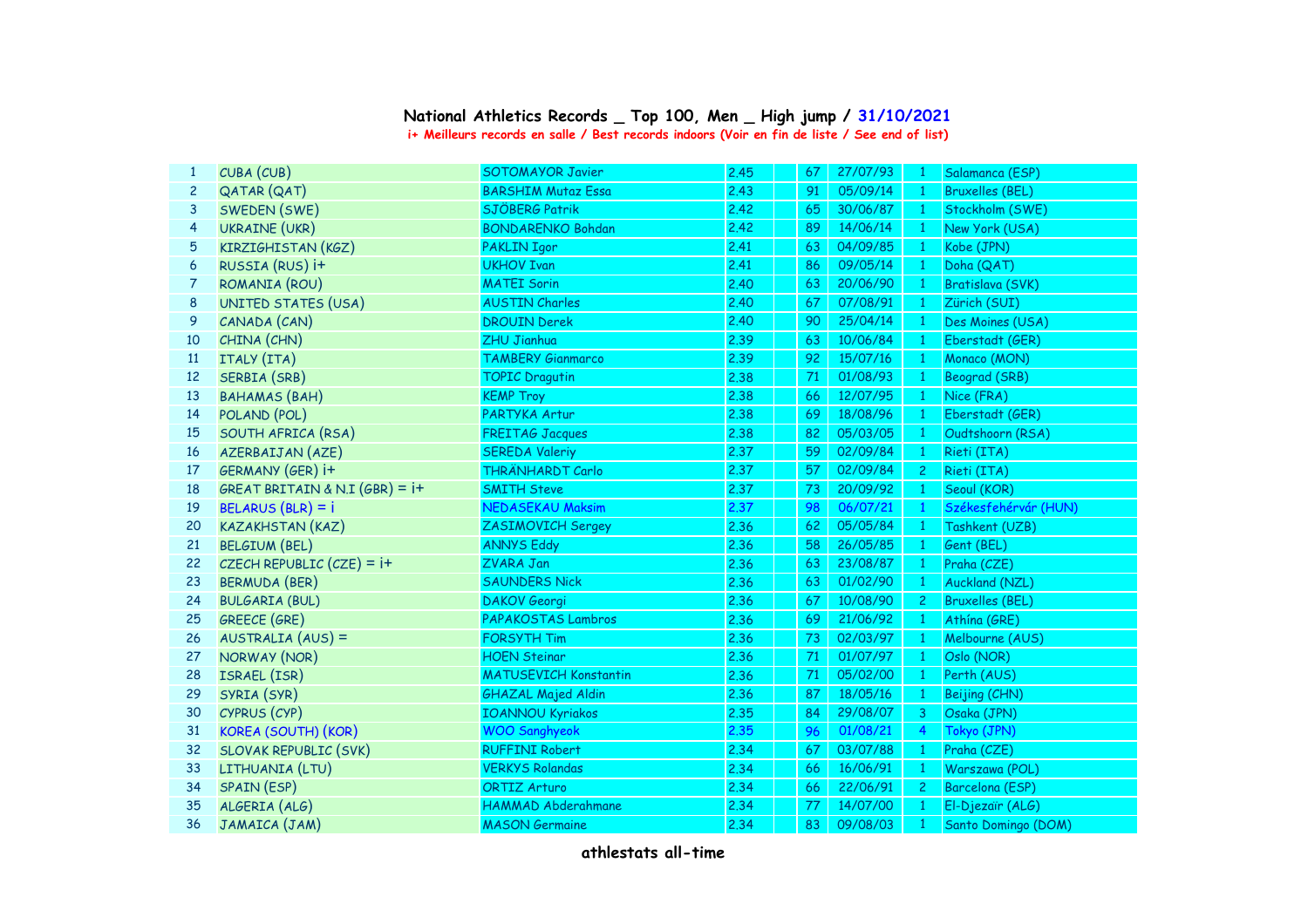# National Athletics Records _ Top 100, Men _ High jump / 31/10/2021

**i+ Meilleurs records en salle / Best records indoors (Voir en fin de liste / See end of list)**

| | | | | | | | | |
|---|---|---|---|---|---|---|---|---|
| 1 | CUBA (CUB) | SOTOMAYOR Javier | 2.45 | | 67 | 27/07/93 | 1 | Salamanca (ESP) |
| 2 | QATAR (QAT) | BARSHIM Mutaz Essa | 2.43 | | 91 | 05/09/14 | 1 | Bruxelles (BEL) |
| 3 | SWEDEN (SWE) | SJÖBERG Patrik | 2.42 | | 65 | 30/06/87 | 1 | Stockholm (SWE) |
| 4 | UKRAINE (UKR) | BONDARENKO Bohdan | 2.42 | | 89 | 14/06/14 | 1 | New York (USA) |
| 5 | KIRZIGHISTAN (KGZ) | PAKLIN Igor | 2.41 | | 63 | 04/09/85 | 1 | Kobe (JPN) |
| 6 | RUSSIA (RUS) i+ | UKHOV Ivan | 2.41 | | 86 | 09/05/14 | 1 | Doha (QAT) |
| 7 | ROMANIA (ROU) | MATEI Sorin | 2.40 | | 63 | 20/06/90 | 1 | Bratislava (SVK) |
| 8 | UNITED STATES (USA) | AUSTIN Charles | 2.40 | | 67 | 07/08/91 | 1 | Zürich (SUI) |
| 9 | CANADA (CAN) | DROUIN Derek | 2.40 | | 90 | 25/04/14 | 1 | Des Moines (USA) |
| 10 | CHINA (CHN) | ZHU Jianhua | 2.39 | | 63 | 10/06/84 | 1 | Eberstadt (GER) |
| 11 | ITALY (ITA) | TAMBERY Gianmarco | 2.39 | | 92 | 15/07/16 | 1 | Monaco (MON) |
| 12 | SERBIA (SRB) | TOPIC Dragutin | 2.38 | | 71 | 01/08/93 | 1 | Beograd (SRB) |
| 13 | BAHAMAS (BAH) | KEMP Troy | 2.38 | | 66 | 12/07/95 | 1 | Nice (FRA) |
| 14 | POLAND (POL) | PARTYKA Artur | 2.38 | | 69 | 18/08/96 | 1 | Eberstadt (GER) |
| 15 | SOUTH AFRICA (RSA) | FREITAG Jacques | 2.38 | | 82 | 05/03/05 | 1 | Oudtshoorn (RSA) |
| 16 | AZERBAIJAN (AZE) | SEREDA Valeriy | 2.37 | | 59 | 02/09/84 | 1 | Rieti (ITA) |
| 17 | GERMANY (GER) i+ | THRÄNHARDT Carlo | 2.37 | | 57 | 02/09/84 | 2 | Rieti (ITA) |
| 18 | GREAT BRITAIN & N.I (GBR) = i+ | SMITH Steve | 2.37 | | 73 | 20/09/92 | 1 | Seoul (KOR) |
| 19 | BELARUS (BLR) = i | NEDASEKAU Maksim | 2.37 | | 98 | 06/07/21 | 1 | Székesfehérvár (HUN) |
| 20 | KAZAKHSTAN (KAZ) | ZASIMOVICH Sergey | 2.36 | | 62 | 05/05/84 | 1 | Tashkent (UZB) |
| 21 | BELGIUM (BEL) | ANNYS Eddy | 2.36 | | 58 | 26/05/85 | 1 | Gent (BEL) |
| 22 | CZECH REPUBLIC (CZE) = i+ | ZVARA Jan | 2.36 | | 63 | 23/08/87 | 1 | Praha (CZE) |
| 23 | BERMUDA (BER) | SAUNDERS Nick | 2.36 | | 63 | 01/02/90 | 1 | Auckland (NZL) |
| 24 | BULGARIA (BUL) | DAKOV Georgi | 2.36 | | 67 | 10/08/90 | 2 | Bruxelles (BEL) |
| 25 | GREECE (GRE) | PAPAKOSTAS Lambros | 2.36 | | 69 | 21/06/92 | 1 | Athína (GRE) |
| 26 | AUSTRALIA (AUS) = | FORSYTH Tim | 2.36 | | 73 | 02/03/97 | 1 | Melbourne (AUS) |
| 27 | NORWAY (NOR) | HOEN Steinar | 2.36 | | 71 | 01/07/97 | 1 | Oslo (NOR) |
| 28 | ISRAEL (ISR) | MATUSEVICH Konstantin | 2.36 | | 71 | 05/02/00 | 1 | Perth (AUS) |
| 29 | SYRIA (SYR) | GHAZAL Majed Aldin | 2.36 | | 87 | 18/05/16 | 1 | Beijing (CHN) |
| 30 | CYPRUS (CYP) | IOANNOU Kyriakos | 2.35 | | 84 | 29/08/07 | 3 | Osaka (JPN) |
| 31 | KOREA (SOUTH) (KOR) | WOO Sanghyeok | 2.35 | | 96 | 01/08/21 | 4 | Tokyo (JPN) |
| 32 | SLOVAK REPUBLIC (SVK) | RUFFINI Robert | 2.34 | | 67 | 03/07/88 | 1 | Praha (CZE) |
| 33 | LITHUANIA (LTU) | VERKYS Rolandas | 2.34 | | 66 | 16/06/91 | 1 | Warszawa (POL) |
| 34 | SPAIN (ESP) | ORTIZ Arturo | 2.34 | | 66 | 22/06/91 | 2 | Barcelona (ESP) |
| 35 | ALGERIA (ALG) | HAMMAD Abderahmane | 2.34 | | 77 | 14/07/00 | 1 | El-Djezaïr (ALG) |
| 36 | JAMAICA (JAM) | MASON Germaine | 2.34 | | 83 | 09/08/03 | 1 | Santo Domingo (DOM) |

**athlestats all-time**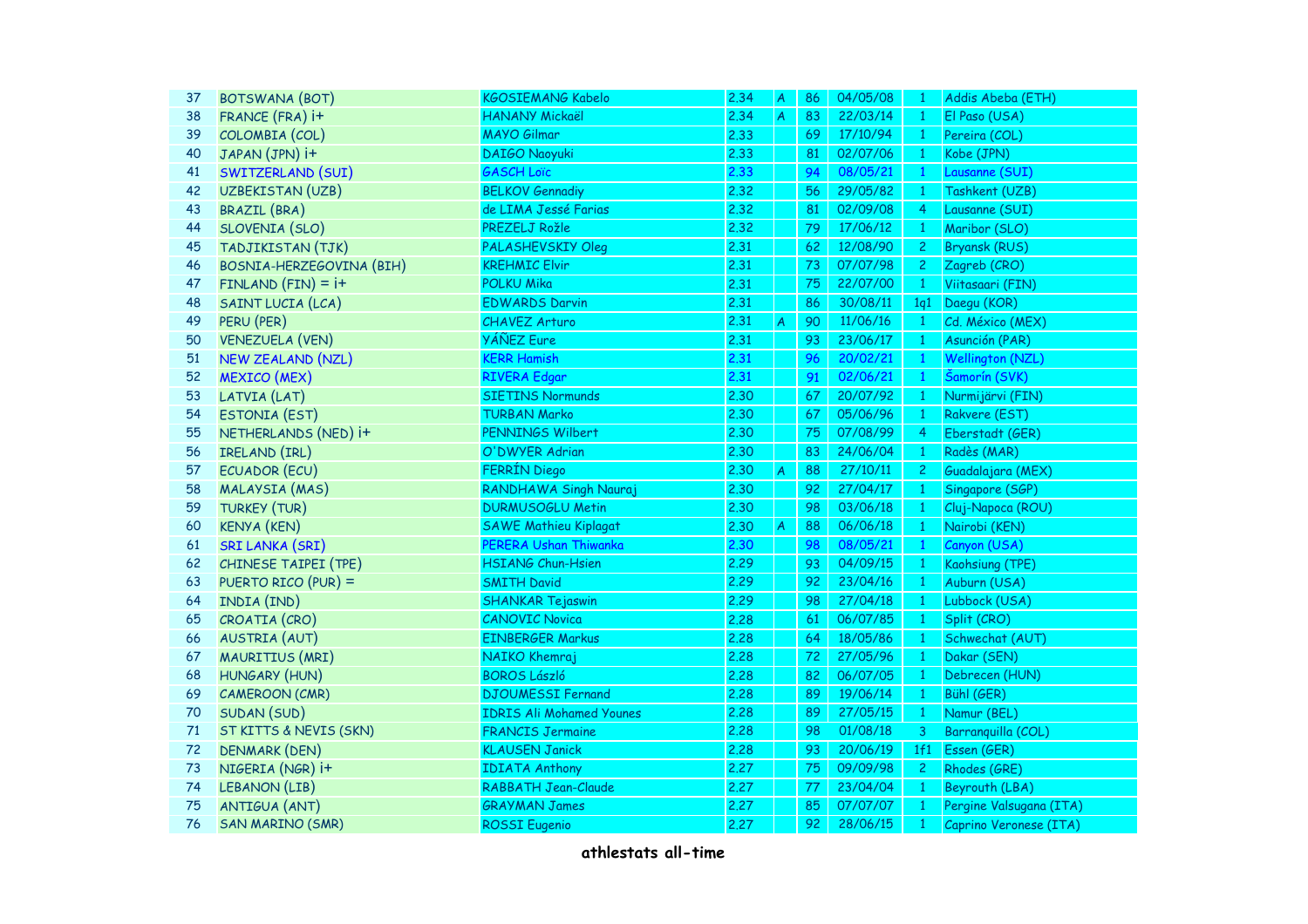| | | | | | | | | |
|---|---|---|---|---|---|---|---|---|
| 37 | BOTSWANA (BOT) | KGOSIEMANG Kabelo | 2.34 | A | 86 | 04/05/08 | 1 | Addis Abeba (ETH) |
| 38 | FRANCE (FRA) i+ | HANANY Mickaël | 2.34 | A | 83 | 22/03/14 | 1 | El Paso (USA) |
| 39 | COLOMBIA (COL) | MAYO Gilmar | 2.33 | | 69 | 17/10/94 | 1 | Pereira (COL) |
| 40 | JAPAN (JPN) i+ | DAIGO Naoyuki | 2.33 | | 81 | 02/07/06 | 1 | Kobe (JPN) |
| 41 | SWITZERLAND (SUI) | GASCH Loïc | 2.33 | | 94 | 08/05/21 | 1 | Lausanne (SUI) |
| 42 | UZBEKISTAN (UZB) | BELKOV Gennadiy | 2.32 | | 56 | 29/05/82 | 1 | Tashkent (UZB) |
| 43 | BRAZIL (BRA) | de LIMA Jessé Farias | 2.32 | | 81 | 02/09/08 | 4 | Lausanne (SUI) |
| 44 | SLOVENIA (SLO) | PREZELJ Rožle | 2.32 | | 79 | 17/06/12 | 1 | Maribor (SLO) |
| 45 | TADJIKISTAN (TJK) | PALASHEVSKIY Oleg | 2.31 | | 62 | 12/08/90 | 2 | Bryansk (RUS) |
| 46 | BOSNIA-HERZEGOVINA (BIH) | KREHMIC Elvir | 2.31 | | 73 | 07/07/98 | 2 | Zagreb (CRO) |
| 47 | FINLAND (FIN) = i+ | POLKU Mika | 2.31 | | 75 | 22/07/00 | 1 | Viitasaari (FIN) |
| 48 | SAINT LUCIA (LCA) | EDWARDS Darvin | 2.31 | | 86 | 30/08/11 | 1q1 | Daegu (KOR) |
| 49 | PERU (PER) | CHAVEZ Arturo | 2.31 | A | 90 | 11/06/16 | 1 | Cd. México (MEX) |
| 50 | VENEZUELA (VEN) | YÁÑEZ Eure | 2.31 | | 93 | 23/06/17 | 1 | Asunción (PAR) |
| 51 | NEW ZEALAND (NZL) | KERR Hamish | 2.31 | | 96 | 20/02/21 | 1 | Wellington (NZL) |
| 52 | MEXICO (MEX) | RIVERA Edgar | 2.31 | | 91 | 02/06/21 | 1 | Šamorín (SVK) |
| 53 | LATVIA (LAT) | SIETINS Normunds | 2.30 | | 67 | 20/07/92 | 1 | Nurmijärvi (FIN) |
| 54 | ESTONIA (EST) | TURBAN Marko | 2.30 | | 67 | 05/06/96 | 1 | Rakvere (EST) |
| 55 | NETHERLANDS (NED) i+ | PENNINGS Wilbert | 2.30 | | 75 | 07/08/99 | 4 | Eberstadt (GER) |
| 56 | IRELAND (IRL) | O'DWYER Adrian | 2.30 | | 83 | 24/06/04 | 1 | Radès (MAR) |
| 57 | ECUADOR (ECU) | FERRÍN Diego | 2.30 | A | 88 | 27/10/11 | 2 | Guadalajara (MEX) |
| 58 | MALAYSIA (MAS) | RANDHAWA Singh Nauraj | 2.30 | | 92 | 27/04/17 | 1 | Singapore (SGP) |
| 59 | TURKEY (TUR) | DURMUSOGLU Metin | 2.30 | | 98 | 03/06/18 | 1 | Cluj-Napoca (ROU) |
| 60 | KENYA (KEN) | SAWE Mathieu Kiplagat | 2.30 | A | 88 | 06/06/18 | 1 | Nairobi (KEN) |
| 61 | SRI LANKA (SRI) | PERERA Ushan Thiwanka | 2.30 | | 98 | 08/05/21 | 1 | Canyon (USA) |
| 62 | CHINESE TAIPEI (TPE) | HSIANG Chun-Hsien | 2.29 | | 93 | 04/09/15 | 1 | Kaohsiung (TPE) |
| 63 | PUERTO RICO (PUR) = | SMITH David | 2.29 | | 92 | 23/04/16 | 1 | Auburn (USA) |
| 64 | INDIA (IND) | SHANKAR Tejaswin | 2.29 | | 98 | 27/04/18 | 1 | Lubbock (USA) |
| 65 | CROATIA (CRO) | CANOVIC Novica | 2.28 | | 61 | 06/07/85 | 1 | Split (CRO) |
| 66 | AUSTRIA (AUT) | EINBERGER Markus | 2.28 | | 64 | 18/05/86 | 1 | Schwechat (AUT) |
| 67 | MAURITIUS (MRI) | NAIKO Khemraj | 2.28 | | 72 | 27/05/96 | 1 | Dakar (SEN) |
| 68 | HUNGARY (HUN) | BOROS László | 2.28 | | 82 | 06/07/05 | 1 | Debrecen (HUN) |
| 69 | CAMEROON (CMR) | DJOUMESSI Fernand | 2.28 | | 89 | 19/06/14 | 1 | Bühl (GER) |
| 70 | SUDAN (SUD) | IDRIS Ali Mohamed Younes | 2.28 | | 89 | 27/05/15 | 1 | Namur (BEL) |
| 71 | ST KITTS & NEVIS (SKN) | FRANCIS Jermaine | 2.28 | | 98 | 01/08/18 | 3 | Barranquilla (COL) |
| 72 | DENMARK (DEN) | KLAUSEN Janick | 2.28 | | 93 | 20/06/19 | 1f1 | Essen (GER) |
| 73 | NIGERIA (NGR) i+ | IDIATA Anthony | 2.27 | | 75 | 09/09/98 | 2 | Rhodes (GRE) |
| 74 | LEBANON (LIB) | RABBATH Jean-Claude | 2.27 | | 77 | 23/04/04 | 1 | Beyrouth (LBA) |
| 75 | ANTIGUA (ANT) | GRAYMAN James | 2.27 | | 85 | 07/07/07 | 1 | Pergine Valsugana (ITA) |
| 76 | SAN MARINO (SMR) | ROSSI Eugenio | 2.27 | | 92 | 28/06/15 | 1 | Caprino Veronese (ITA) |

**athlestats all-time**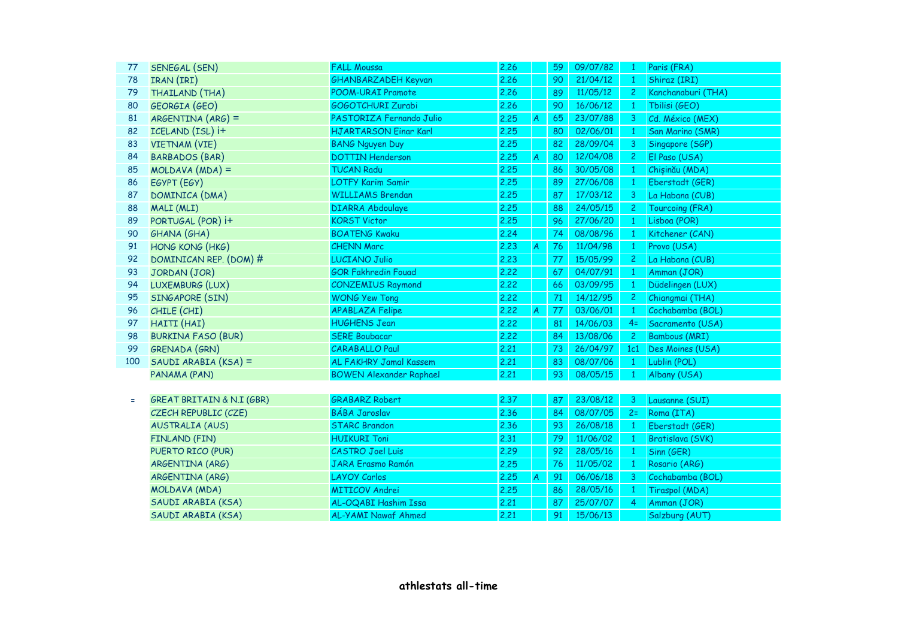| | | | | | | | | |
|---|---|---|---|---|---|---|---|---|
| 77 | SENEGAL (SEN) | FALL Moussa | 2.26 | | 59 | 09/07/82 | 1 | Paris (FRA) |
| 78 | IRAN (IRI) | GHANBARZADEH Keyvan | 2.26 | | 90 | 21/04/12 | 1 | Shiraz (IRI) |
| 79 | THAILAND (THA) | POOM-URAI Pramote | 2.26 | | 89 | 11/05/12 | 2 | Kanchanaburi (THA) |
| 80 | GEORGIA (GEO) | GOGOTCHURI Zurabi | 2.26 | | 90 | 16/06/12 | 1 | Tbilisi (GEO) |
| 81 | ARGENTINA (ARG) = | PASTORIZA Fernando Julio | 2.25 | A | 65 | 23/07/88 | 3 | Cd. México (MEX) |
| 82 | ICELAND (ISL) i+ | HJARTARSON Einar Karl | 2.25 | | 80 | 02/06/01 | 1 | San Marino (SMR) |
| 83 | VIETNAM (VIE) | BANG Nguyen Duy | 2.25 | | 82 | 28/09/04 | 3 | Singapore (SGP) |
| 84 | BARBADOS (BAR) | DOTTIN Henderson | 2.25 | A | 80 | 12/04/08 | 2 | El Paso (USA) |
| 85 | MOLDAVA (MDA) = | TUCAN Radu | 2.25 | | 86 | 30/05/08 | 1 | Chişinău (MDA) |
| 86 | EGYPT (EGY) | LOTFY Karim Samir | 2.25 | | 89 | 27/06/08 | 1 | Eberstadt (GER) |
| 87 | DOMINICA (DMA) | WILLIAMS Brendan | 2.25 | | 87 | 17/03/12 | 3 | La Habana (CUB) |
| 88 | MALI (MLI) | DIARRA Abdoulaye | 2.25 | | 88 | 24/05/15 | 2 | Tourcoing (FRA) |
| 89 | PORTUGAL (POR) i+ | KORST Victor | 2.25 | | 96 | 27/06/20 | 1 | Lisboa (POR) |
| 90 | GHANA (GHA) | BOATENG Kwaku | 2.24 | | 74 | 08/08/96 | 1 | Kitchener (CAN) |
| 91 | HONG KONG (HKG) | CHENN Marc | 2.23 | A | 76 | 11/04/98 | 1 | Provo (USA) |
| 92 | DOMINICAN REP. (DOM) # | LUCIANO Julio | 2.23 | | 77 | 15/05/99 | 2 | La Habana (CUB) |
| 93 | JORDAN (JOR) | GOR Fakhredin Fouad | 2.22 | | 67 | 04/07/91 | 1 | Amman (JOR) |
| 94 | LUXEMBURG (LUX) | CONZEMIUS Raymond | 2.22 | | 66 | 03/09/95 | 1 | Düdelingen (LUX) |
| 95 | SINGAPORE (SIN) | WONG Yew Tong | 2.22 | | 71 | 14/12/95 | 2 | Chiangmai (THA) |
| 96 | CHILE (CHI) | APABLAZA Felipe | 2.22 | A | 77 | 03/06/01 | 1 | Cochabamba (BOL) |
| 97 | HAITI (HAI) | HUGHENS Jean | 2.22 | | 81 | 14/06/03 | 4= | Sacramento (USA) |
| 98 | BURKINA FASO (BUR) | SERE Boubacar | 2.22 | | 84 | 13/08/06 | 2 | Bambous (MRI) |
| 99 | GRENADA (GRN) | CARABALLO Paul | 2.21 | | 73 | 26/04/97 | 1c1 | Des Moines (USA) |
| 100 | SAUDI ARABIA (KSA) = | AL FAKHRY Jamal Kassem | 2.21 | | 83 | 08/07/06 | 1 | Lublin (POL) |
| | PANAMA (PAN) | BOWEN Alexander Raphael | 2.21 | | 93 | 08/05/15 | 1 | Albany (USA) |
| | | | | | | | | |
| = | GREAT BRITAIN & N.I (GBR) | GRABARZ Robert | 2.37 | | 87 | 23/08/12 | 3 | Lausanne (SUI) |
| | CZECH REPUBLIC (CZE) | BÁBA Jaroslav | 2.36 | | 84 | 08/07/05 | 2= | Roma (ITA) |
| | AUSTRALIA (AUS) | STARC Brandon | 2.36 | | 93 | 26/08/18 | 1 | Eberstadt (GER) |
| | FINLAND (FIN) | HUIKURI Toni | 2.31 | | 79 | 11/06/02 | 1 | Bratislava (SVK) |
| | PUERTO RICO (PUR) | CASTRO Joel Luis | 2.29 | | 92 | 28/05/16 | 1 | Sinn (GER) |
| | ARGENTINA (ARG) | JARA Erasmo Ramón | 2.25 | | 76 | 11/05/02 | 1 | Rosario (ARG) |
| | ARGENTINA (ARG) | LAYOY Carlos | 2.25 | A | 91 | 06/06/18 | 3 | Cochabamba (BOL) |
| | MOLDAVA (MDA) | MITICOV Andrei | 2.25 | | 86 | 28/05/16 | 1 | Tiraspol (MDA) |
| | SAUDI ARABIA (KSA) | AL-OQABI Hashim Issa | 2.21 | | 87 | 25/07/07 | 4 | Amman (JOR) |
| | SAUDI ARABIA (KSA) | AL-YAMI Nawaf Ahmed | 2.21 | | 91 | 15/06/13 | | Salzburg (AUT) |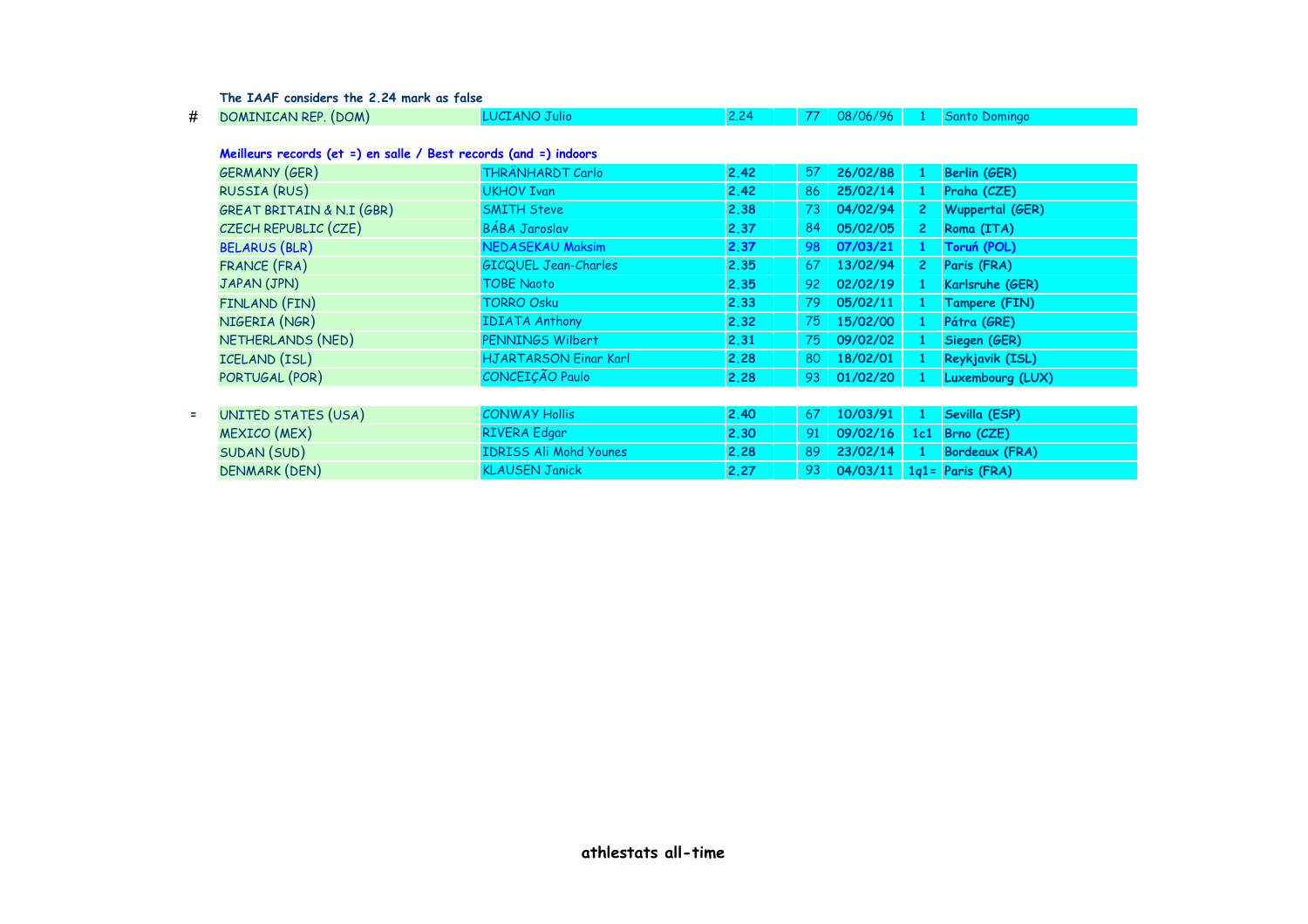The IAAF considers the 2.24 mark as false

| | | | | | | | |
|---|---|---|---|---|---|---|---|
| # | DOMINICAN REP. (DOM) | LUCIANO Julio | 2.24 | 77 | 08/06/96 | 1 | Santo Domingo |

**Meilleurs records (et =) en salle / Best records (and =) indoors**

| | | | | | | | |
|---|---|---|---|---|---|---|---|
| | GERMANY (GER) | THRÄNHARDT Carlo | **2.42** | 57 | **26/02/88** | **1** | **Berlin (GER)** |
| | RUSSIA (RUS) | UKHOV Ivan | **2.42** | 86 | **25/02/14** | **1** | **Praha (CZE)** |
| | GREAT BRITAIN & N.I (GBR) | SMITH Steve | **2.38** | 73 | **04/02/94** | **2** | **Wuppertal (GER)** |
| | CZECH REPUBLIC (CZE) | BÁBA Jaroslav | **2.37** | 84 | **05/02/05** | **2** | **Roma (ITA)** |
| | BELARUS (BLR) | NEDASEKAU Maksim | **2.37** | 98 | **07/03/21** | **1** | **Toruń (POL)** |
| | FRANCE (FRA) | GICQUEL Jean-Charles | **2.35** | 67 | **13/02/94** | **2** | **Paris (FRA)** |
| | JAPAN (JPN) | TOBE Naoto | **2.35** | 92 | **02/02/19** | **1** | **Karlsruhe (GER)** |
| | FINLAND (FIN) | TORRO Osku | **2.33** | 79 | **05/02/11** | **1** | **Tampere (FIN)** |
| | NIGERIA (NGR) | IDIATA Anthony | **2.32** | 75 | **15/02/00** | **1** | **Pátra (GRE)** |
| | NETHERLANDS (NED) | PENNINGS Wilbert | **2.31** | 75 | **09/02/02** | **1** | **Siegen (GER)** |
| | ICELAND (ISL) | HJARTARSON Einar Karl | **2.28** | 80 | **18/02/01** | **1** | **Reykjavik (ISL)** |
| | PORTUGAL (POR) | CONCEIÇÃO Paulo | **2.28** | 93 | **01/02/20** | **1** | **Luxembourg (LUX)** |
| = | UNITED STATES (USA) | CONWAY Hollis | **2.40** | 67 | **10/03/91** | **1** | **Sevilla (ESP)** |
| | MEXICO (MEX) | RIVERA Edgar | **2.30** | 91 | **09/02/16** | **1c1** | **Brno (CZE)** |
| | SUDAN (SUD) | IDRISS Ali Mohd Younes | **2.28** | 89 | **23/02/14** | **1** | **Bordeaux (FRA)** |
| | DENMARK (DEN) | KLAUSEN Janick | **2.27** | 93 | **04/03/11** | **1q1=** | **Paris (FRA)** |

**athlestats all-time**